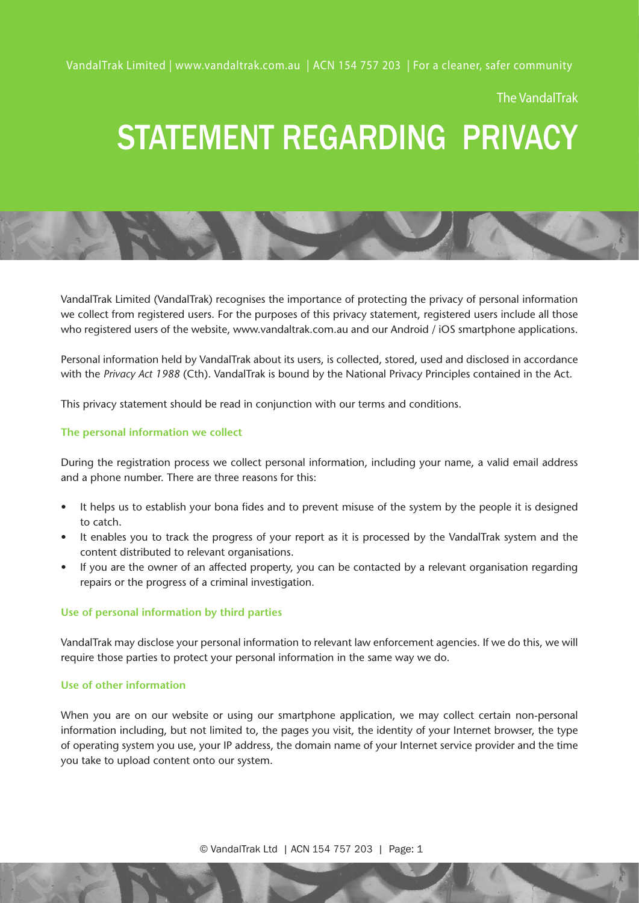VandalTrak Limited | www.vandaltrak.com.au | ACN 154 757 203 | For a cleaner, safer community

The VandalTrak

# STATEMENT REGARDING PRIVACY

VandalTrak Limited (VandalTrak) recognises the importance of protecting the privacy of personal information we collect from registered users. For the purposes of this privacy statement, registered users include all those who registered users of the website, www.vandaltrak.com.au and our Android / iOS smartphone applications.

Personal information held by VandalTrak about its users, is collected, stored, used and disclosed in accordance with the *Privacy Act 1988* (Cth). VandalTrak is bound by the National Privacy Principles contained in the Act.

This privacy statement should be read in conjunction with our terms and conditions.

### The personal information we collect

During the registration process we collect personal information, including your name, a valid email address and a phone number. There are three reasons for this:

- It helps us to establish your bona fides and to prevent misuse of the system by the people it is designed to catch.
- It enables you to track the progress of your report as it is processed by the VandalTrak system and the content distributed to relevant organisations.
- If you are the owner of an affected property, you can be contacted by a relevant organisation regarding repairs or the progress of a criminal investigation.

### Use of personal information by third parties

VandalTrak may disclose your personal information to relevant law enforcement agencies. If we do this, we will require those parties to protect your personal information in the same way we do.

### Use of other information

When you are on our website or using our smartphone application, we may collect certain non-personal information including, but not limited to, the pages you visit, the identity of your Internet browser, the type of operating system you use, your IP address, the domain name of your Internet service provider and the time you take to upload content onto our system.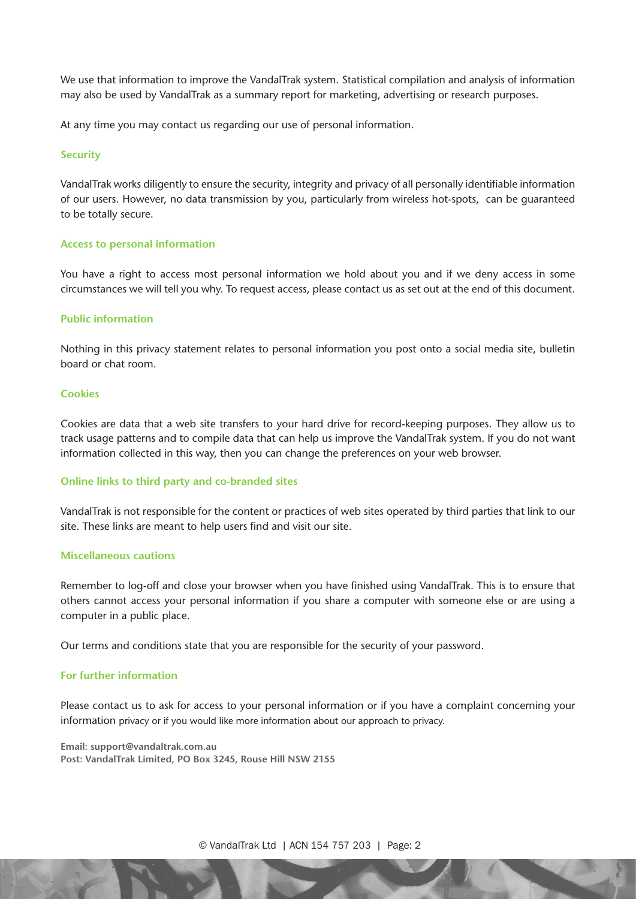We use that information to improve the VandalTrak system. Statistical compilation and analysis of information may also be used by VandalTrak as a summary report for marketing, advertising or research purposes.

At any time you may contact us regarding our use of personal information.

### Security

VandalTrak works diligently to ensure the security, integrity and privacy of all personally identifiable information of our users. However, no data transmission by you, particularly from wireless hot-spots, can be guaranteed to be totally secure.

### Access to personal information

You have a right to access most personal information we hold about you and if we deny access in some circumstances we will tell you why. To request access, please contact us as set out at the end of this document.

### Public information

Nothing in this privacy statement relates to personal information you post onto a social media site, bulletin board or chat room.

### Cookies

Cookies are data that a web site transfers to your hard drive for record-keeping purposes. They allow us to track usage patterns and to compile data that can help us improve the VandalTrak system. If you do not want information collected in this way, then you can change the preferences on your web browser.

### Online links to third party and co-branded sites

VandalTrak is not responsible for the content or practices of web sites operated by third parties that link to our site. These links are meant to help users find and visit our site.

### Miscellaneous cautions

Remember to log-off and close your browser when you have finished using VandalTrak. This is to ensure that others cannot access your personal information if you share a computer with someone else or are using a computer in a public place.

Our terms and conditions state that you are responsible for the security of your password.

### For further information

Please contact us to ask for access to your personal information or if you have a complaint concerning your information privacy or if you would like more information about our approach to privacy.

**Email: support@vandaltrak.com.au**
**Post: VandalTrak Limited, PO Box 3245, Rouse Hill NSW 2155**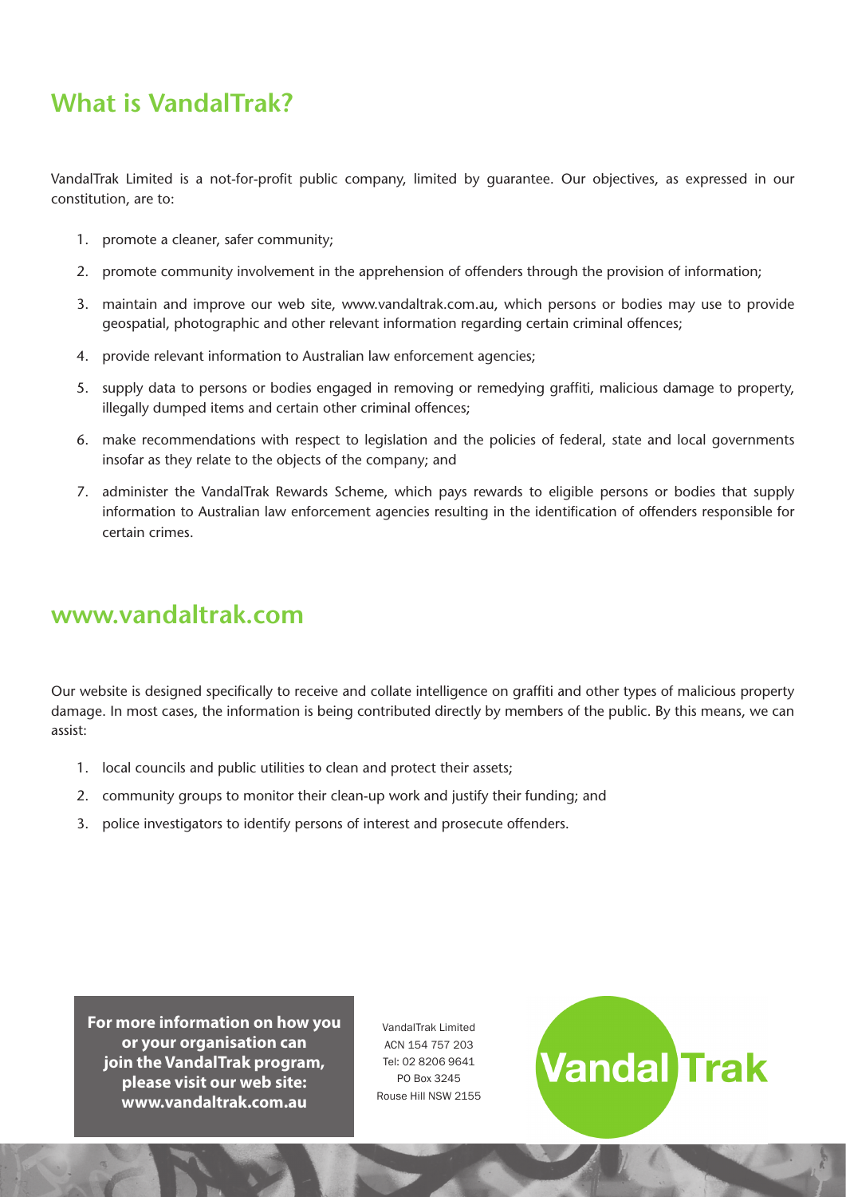## What is VandalTrak?

VandalTrak Limited is a not-for-profit public company, limited by guarantee. Our objectives, as expressed in our constitution, are to:

1. promote a cleaner, safer community;
2. promote community involvement in the apprehension of offenders through the provision of information;
3. maintain and improve our web site, www.vandaltrak.com.au, which persons or bodies may use to provide geospatial, photographic and other relevant information regarding certain criminal offences;
4. provide relevant information to Australian law enforcement agencies;
5. supply data to persons or bodies engaged in removing or remedying graffiti, malicious damage to property, illegally dumped items and certain other criminal offences;
6. make recommendations with respect to legislation and the policies of federal, state and local governments insofar as they relate to the objects of the company; and
7. administer the VandalTrak Rewards Scheme, which pays rewards to eligible persons or bodies that supply information to Australian law enforcement agencies resulting in the identification of offenders responsible for certain crimes.

## www.vandaltrak.com

Our website is designed specifically to receive and collate intelligence on graffiti and other types of malicious property damage. In most cases, the information is being contributed directly by members of the public. By this means, we can assist:

1. local councils and public utilities to clean and protect their assets;
2. community groups to monitor their clean-up work and justify their funding; and
3. police investigators to identify persons of interest and prosecute offenders.

**For more information on how you or your organisation can join the VandalTrak program, please visit our web site: www.vandaltrak.com.au**

VandalTrak Limited
ACN 154 757 203
Tel: 02 8206 9641
PO Box 3245
Rouse Hill NSW 2155

VandalTrak